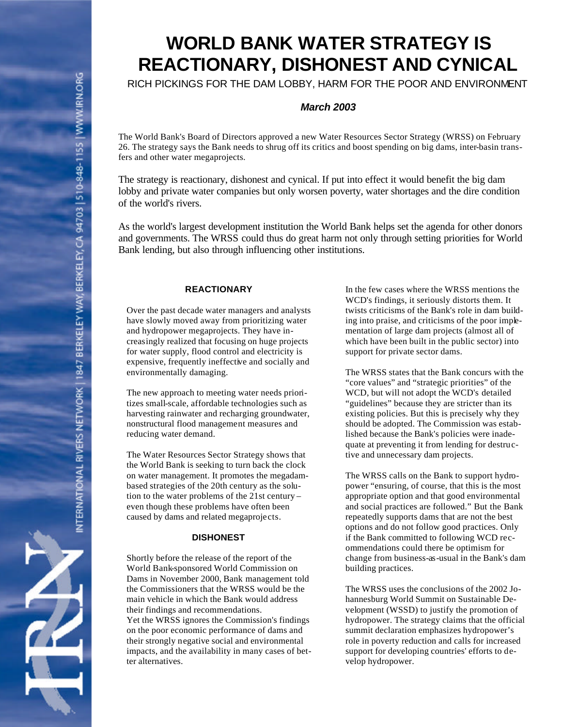# WORLD BANK WATER STRATEGY IS REACTIONARY, DISHONEST AND CYNICAL

RICH PICKINGS FOR THE DAM LOBBY, HARM FOR THE POOR AND ENVIRONMENT

***March 2003***

The World Bank's Board of Directors approved a new Water Resources Sector Strategy (WRSS) on February 26. The strategy says the Bank needs to shrug off its critics and boost spending on big dams, inter-basin transfers and other water megaprojects.

The strategy is reactionary, dishonest and cynical. If put into effect it would benefit the big dam lobby and private water companies but only worsen poverty, water shortages and the dire condition of the world's rivers.

As the world's largest development institution the World Bank helps set the agenda for other donors and governments. The WRSS could thus do great harm not only through setting priorities for World Bank lending, but also through influencing other institutions.

## REACTIONARY

Over the past decade water managers and analysts have slowly moved away from prioritizing water and hydropower megaprojects. They have increasingly realized that focusing on huge projects for water supply, flood control and electricity is expensive, frequently ineffective and socially and environmentally damaging.

The new approach to meeting water needs prioritizes small-scale, affordable technologies such as harvesting rainwater and recharging groundwater, nonstructural flood management measures and reducing water demand.

The Water Resources Sector Strategy shows that the World Bank is seeking to turn back the clock on water management. It promotes the megadam-based strategies of the 20th century as the solution to the water problems of the 21st century – even though these problems have often been caused by dams and related megaprojects.

## DISHONEST

Shortly before the release of the report of the World Bank-sponsored World Commission on Dams in November 2000, Bank management told the Commissioners that the WRSS would be the main vehicle in which the Bank would address their findings and recommendations.
Yet the WRSS ignores the Commission's findings on the poor economic performance of dams and their strongly negative social and environmental impacts, and the availability in many cases of better alternatives.

In the few cases where the WRSS mentions the WCD's findings, it seriously distorts them. It twists criticisms of the Bank's role in dam building into praise, and criticisms of the poor implementation of large dam projects (almost all of which have been built in the public sector) into support for private sector dams.

The WRSS states that the Bank concurs with the "core values" and "strategic priorities" of the WCD, but will not adopt the WCD's detailed "guidelines" because they are stricter than its existing policies. But this is precisely why they should be adopted. The Commission was established because the Bank's policies were inadequate at preventing it from lending for destructive and unnecessary dam projects.

The WRSS calls on the Bank to support hydropower "ensuring, of course, that this is the most appropriate option and that good environmental and social practices are followed." But the Bank repeatedly supports dams that are not the best options and do not follow good practices. Only if the Bank committed to following WCD recommendations could there be optimism for change from business-as-usual in the Bank's dam building practices.

The WRSS uses the conclusions of the 2002 Johannesburg World Summit on Sustainable Development (WSSD) to justify the promotion of hydropower. The strategy claims that the official summit declaration emphasizes hydropower's role in poverty reduction and calls for increased support for developing countries' efforts to develop hydropower.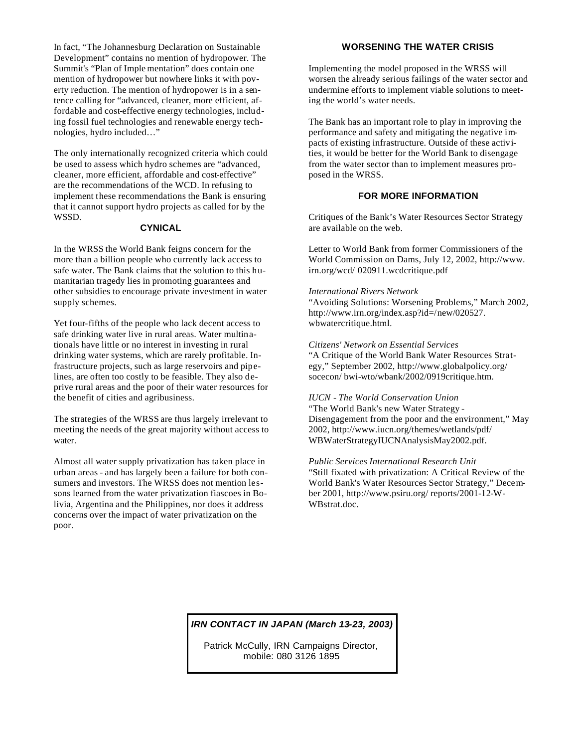In fact, "The Johannesburg Declaration on Sustainable Development" contains no mention of hydropower. The Summit's "Plan of Implementation" does contain one mention of hydropower but nowhere links it with poverty reduction. The mention of hydropower is in a sentence calling for "advanced, cleaner, more efficient, affordable and cost-effective energy technologies, including fossil fuel technologies and renewable energy technologies, hydro included…"

The only internationally recognized criteria which could be used to assess which hydro schemes are "advanced, cleaner, more efficient, affordable and cost-effective" are the recommendations of the WCD. In refusing to implement these recommendations the Bank is ensuring that it cannot support hydro projects as called for by the WSSD.

## CYNICAL

In the WRSS the World Bank feigns concern for the more than a billion people who currently lack access to safe water. The Bank claims that the solution to this humanitarian tragedy lies in promoting guarantees and other subsidies to encourage private investment in water supply schemes.

Yet four-fifths of the people who lack decent access to safe drinking water live in rural areas. Water multinationals have little or no interest in investing in rural drinking water systems, which are rarely profitable. Infrastructure projects, such as large reservoirs and pipelines, are often too costly to be feasible. They also deprive rural areas and the poor of their water resources for the benefit of cities and agribusiness.

The strategies of the WRSS are thus largely irrelevant to meeting the needs of the great majority without access to water.

Almost all water supply privatization has taken place in urban areas - and has largely been a failure for both consumers and investors. The WRSS does not mention lessons learned from the water privatization fiascoes in Bolivia, Argentina and the Philippines, nor does it address concerns over the impact of water privatization on the poor.

## WORSENING THE WATER CRISIS

Implementing the model proposed in the WRSS will worsen the already serious failings of the water sector and undermine efforts to implement viable solutions to meeting the world's water needs.

The Bank has an important role to play in improving the performance and safety and mitigating the negative impacts of existing infrastructure. Outside of these activities, it would be better for the World Bank to disengage from the water sector than to implement measures proposed in the WRSS.

## FOR MORE INFORMATION

Critiques of the Bank's Water Resources Sector Strategy are available on the web.

Letter to World Bank from former Commissioners of the World Commission on Dams, July 12, 2002, http://www.irn.org/wcd/ 020911.wcdcritique.pdf

*International Rivers Network*
"Avoiding Solutions: Worsening Problems," March 2002, http://www.irn.org/index.asp?id=/new/020527.wbwatercritique.html.

*Citizens' Network on Essential Services*
"A Critique of the World Bank Water Resources Strategy," September 2002, http://www.globalpolicy.org/socecon/ bwi-wto/wbank/2002/0919critique.htm.

*IUCN - The World Conservation Union*
"The World Bank's new Water Strategy - Disengagement from the poor and the environment," May 2002, http://www.iucn.org/themes/wetlands/pdf/WBWaterStrategyIUCNAnalysisMay2002.pdf.

*Public Services International Research Unit*
"Still fixated with privatization: A Critical Review of the World Bank's Water Resources Sector Strategy," December 2001, http://www.psiru.org/ reports/2001-12-W-WBstrat.doc.

***IRN CONTACT IN JAPAN (March 13-23, 2003)***

Patrick McCully, IRN Campaigns Director,
mobile: 080 3126 1895